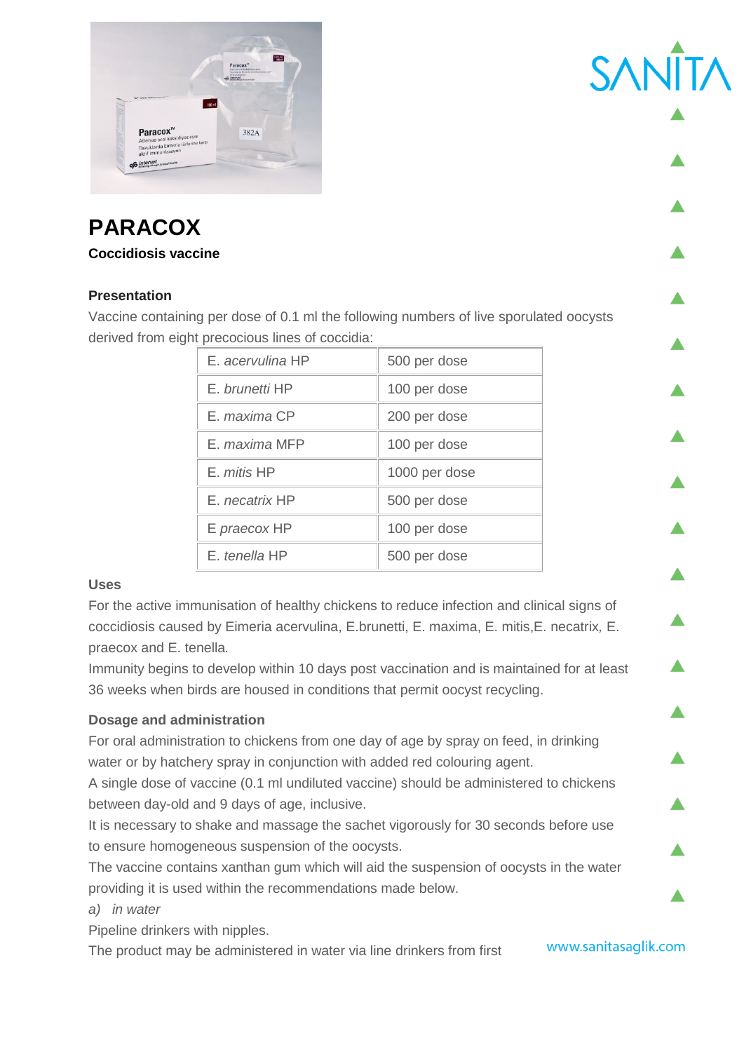# PARACOX

**Coccidiosis vaccine**

### Presentation

Vaccine containing per dose of 0.1 ml the following numbers of live sporulated oocysts derived from eight precocious lines of coccidia:

| | |
|---|---|
| E. *acervulina* HP | 500 per dose |
| E. *brunetti* HP | 100 per dose |
| E. *maxima* CP | 200 per dose |
| E. *maxima* MFP | 100 per dose |
| E. *mitis* HP | 1000 per dose |
| E. *necatrix* HP | 500 per dose |
| E *praecox* HP | 100 per dose |
| E. *tenella* HP | 500 per dose |

### Uses

For the active immunisation of healthy chickens to reduce infection and clinical signs of coccidiosis caused by Eimeria acervulina, E.brunetti, E. maxima, E. mitis,E. necatrix*,* E. praecox and E. tenella*.*

Immunity begins to develop within 10 days post vaccination and is maintained for at least 36 weeks when birds are housed in conditions that permit oocyst recycling.

### Dosage and administration

For oral administration to chickens from one day of age by spray on feed, in drinking water or by hatchery spray in conjunction with added red colouring agent.

A single dose of vaccine (0.1 ml undiluted vaccine) should be administered to chickens between day-old and 9 days of age, inclusive.

It is necessary to shake and massage the sachet vigorously for 30 seconds before use to ensure homogeneous suspension of the oocysts.

The vaccine contains xanthan gum which will aid the suspension of oocysts in the water providing it is used within the recommendations made below.

*a) in water*

Pipeline drinkers with nipples.

The product may be administered in water via line drinkers from first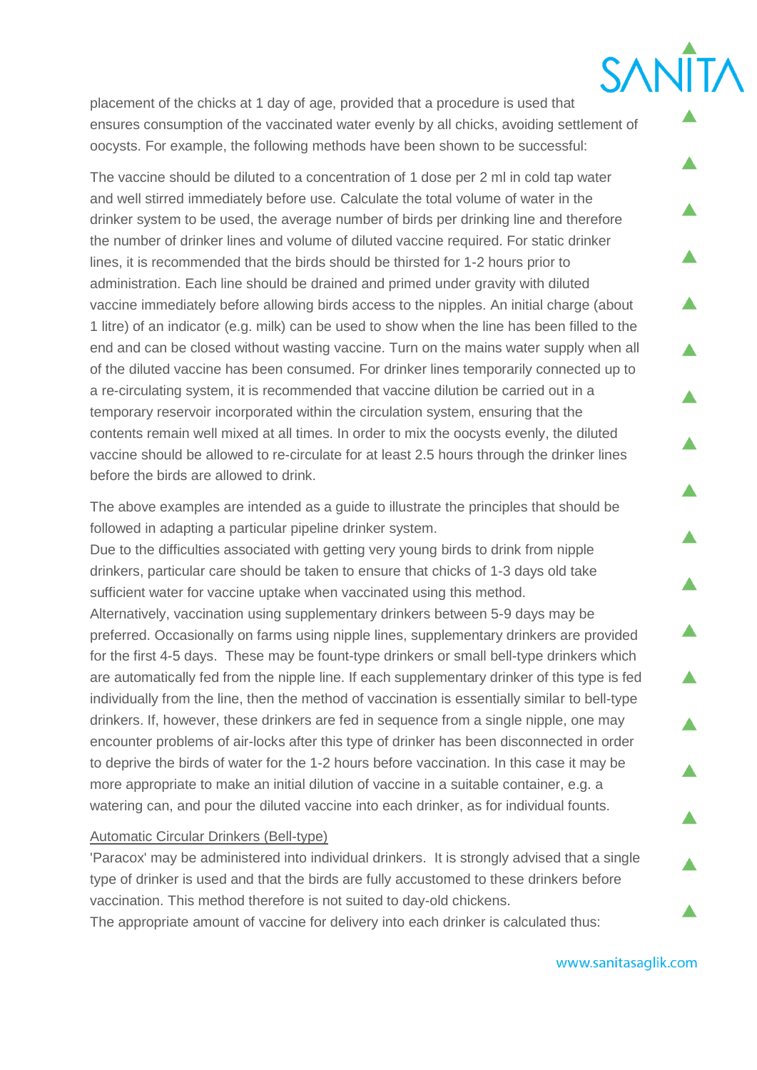placement of the chicks at 1 day of age, provided that a procedure is used that ensures consumption of the vaccinated water evenly by all chicks, avoiding settlement of oocysts. For example, the following methods have been shown to be successful:

The vaccine should be diluted to a concentration of 1 dose per 2 ml in cold tap water and well stirred immediately before use. Calculate the total volume of water in the drinker system to be used, the average number of birds per drinking line and therefore the number of drinker lines and volume of diluted vaccine required. For static drinker lines, it is recommended that the birds should be thirsted for 1-2 hours prior to administration. Each line should be drained and primed under gravity with diluted vaccine immediately before allowing birds access to the nipples. An initial charge (about 1 litre) of an indicator (e.g. milk) can be used to show when the line has been filled to the end and can be closed without wasting vaccine. Turn on the mains water supply when all of the diluted vaccine has been consumed. For drinker lines temporarily connected up to a re-circulating system, it is recommended that vaccine dilution be carried out in a temporary reservoir incorporated within the circulation system, ensuring that the contents remain well mixed at all times. In order to mix the oocysts evenly, the diluted vaccine should be allowed to re-circulate for at least 2.5 hours through the drinker lines before the birds are allowed to drink.

The above examples are intended as a guide to illustrate the principles that should be followed in adapting a particular pipeline drinker system.
Due to the difficulties associated with getting very young birds to drink from nipple drinkers, particular care should be taken to ensure that chicks of 1-3 days old take sufficient water for vaccine uptake when vaccinated using this method.
Alternatively, vaccination using supplementary drinkers between 5-9 days may be preferred. Occasionally on farms using nipple lines, supplementary drinkers are provided for the first 4-5 days. These may be fount-type drinkers or small bell-type drinkers which are automatically fed from the nipple line. If each supplementary drinker of this type is fed individually from the line, then the method of vaccination is essentially similar to bell-type drinkers. If, however, these drinkers are fed in sequence from a single nipple, one may encounter problems of air-locks after this type of drinker has been disconnected in order to deprive the birds of water for the 1-2 hours before vaccination. In this case it may be more appropriate to make an initial dilution of vaccine in a suitable container, e.g. a watering can, and pour the diluted vaccine into each drinker, as for individual founts.

<u>Automatic Circular Drinkers (Bell-type)</u>
'Paracox' may be administered into individual drinkers. It is strongly advised that a single type of drinker is used and that the birds are fully accustomed to these drinkers before vaccination. This method therefore is not suited to day-old chickens.
The appropriate amount of vaccine for delivery into each drinker is calculated thus: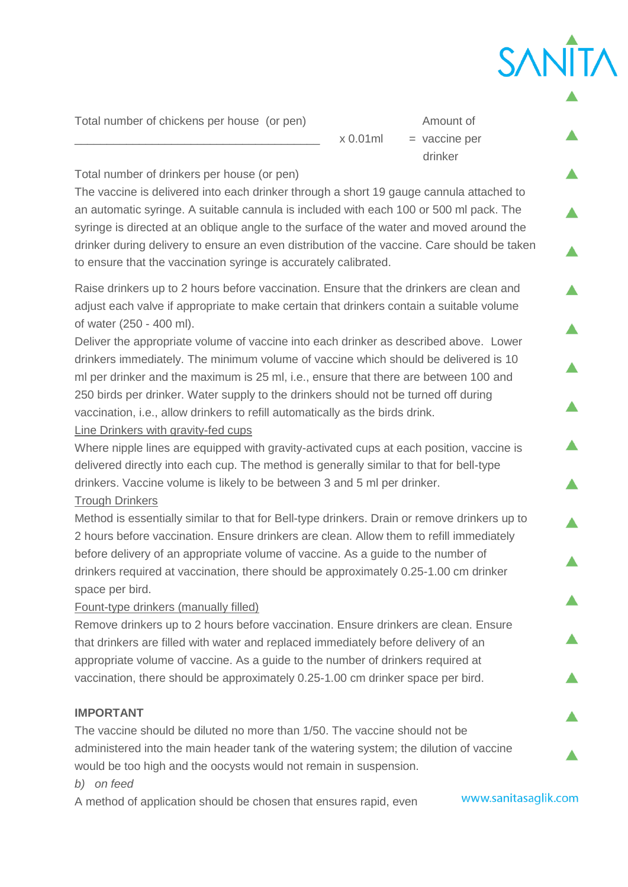$$\frac{\text{Total number of chickens per house (or pen)}}{\text{Total number of drinkers per house (or pen)}} \times 0.01\text{ml} = \text{Amount of vaccine per drinker}$$

The vaccine is delivered into each drinker through a short 19 gauge cannula attached to an automatic syringe. A suitable cannula is included with each 100 or 500 ml pack. The syringe is directed at an oblique angle to the surface of the water and moved around the drinker during delivery to ensure an even distribution of the vaccine. Care should be taken to ensure that the vaccination syringe is accurately calibrated.

Raise drinkers up to 2 hours before vaccination. Ensure that the drinkers are clean and adjust each valve if appropriate to make certain that drinkers contain a suitable volume of water (250 - 400 ml).

Deliver the appropriate volume of vaccine into each drinker as described above. Lower drinkers immediately. The minimum volume of vaccine which should be delivered is 10 ml per drinker and the maximum is 25 ml, i.e., ensure that there are between 100 and 250 birds per drinker. Water supply to the drinkers should not be turned off during vaccination, i.e., allow drinkers to refill automatically as the birds drink.

<u>Line Drinkers with gravity-fed cups</u>

Where nipple lines are equipped with gravity-activated cups at each position, vaccine is delivered directly into each cup. The method is generally similar to that for bell-type drinkers. Vaccine volume is likely to be between 3 and 5 ml per drinker.

<u>Trough Drinkers</u>

Method is essentially similar to that for Bell-type drinkers. Drain or remove drinkers up to 2 hours before vaccination. Ensure drinkers are clean. Allow them to refill immediately before delivery of an appropriate volume of vaccine. As a guide to the number of drinkers required at vaccination, there should be approximately 0.25-1.00 cm drinker space per bird.

<u>Fount-type drinkers (manually filled)</u>

Remove drinkers up to 2 hours before vaccination. Ensure drinkers are clean. Ensure that drinkers are filled with water and replaced immediately before delivery of an appropriate volume of vaccine. As a guide to the number of drinkers required at vaccination, there should be approximately 0.25-1.00 cm drinker space per bird.

**IMPORTANT**

The vaccine should be diluted no more than 1/50. The vaccine should not be administered into the main header tank of the watering system; the dilution of vaccine would be too high and the oocysts would not remain in suspension.

*b) on feed*

A method of application should be chosen that ensures rapid, even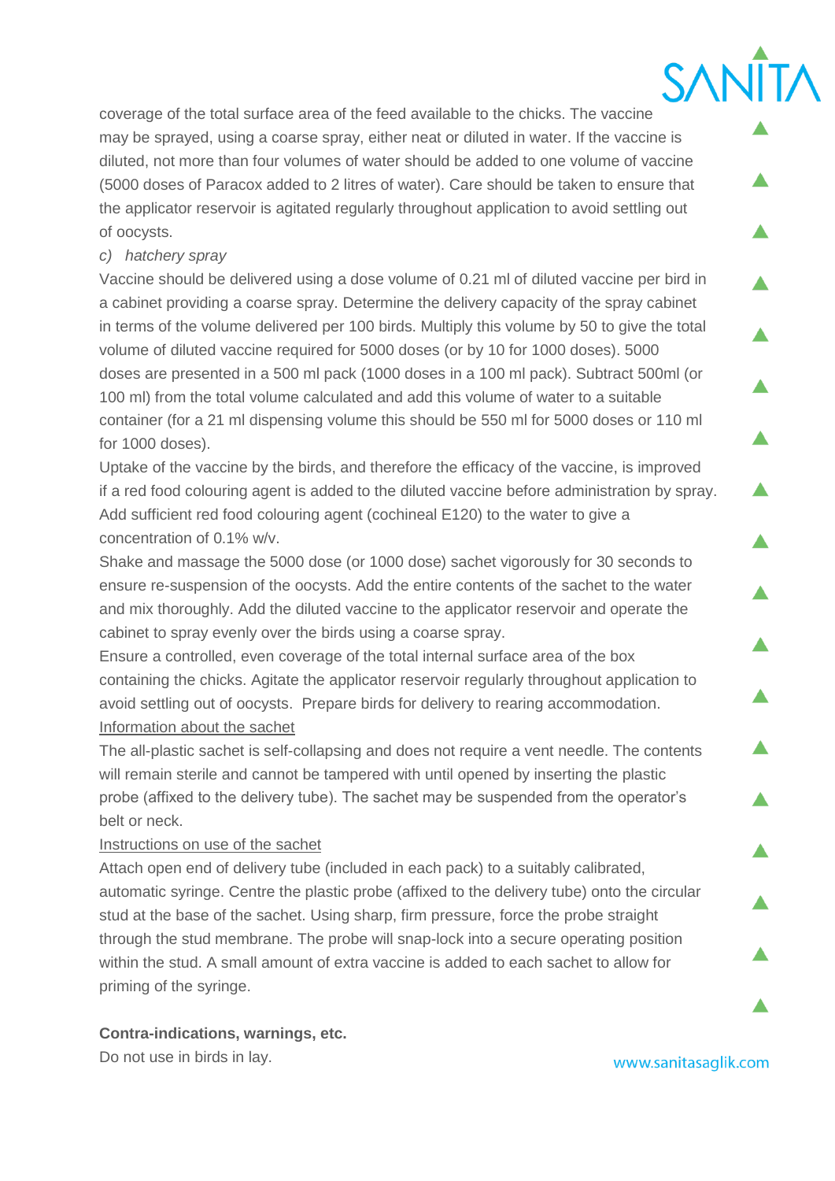coverage of the total surface area of the feed available to the chicks. The vaccine may be sprayed, using a coarse spray, either neat or diluted in water. If the vaccine is diluted, not more than four volumes of water should be added to one volume of vaccine (5000 doses of Paracox added to 2 litres of water). Care should be taken to ensure that the applicator reservoir is agitated regularly throughout application to avoid settling out of oocysts.

c) *hatchery spray*

Vaccine should be delivered using a dose volume of 0.21 ml of diluted vaccine per bird in a cabinet providing a coarse spray. Determine the delivery capacity of the spray cabinet in terms of the volume delivered per 100 birds. Multiply this volume by 50 to give the total volume of diluted vaccine required for 5000 doses (or by 10 for 1000 doses). 5000 doses are presented in a 500 ml pack (1000 doses in a 100 ml pack). Subtract 500ml (or 100 ml) from the total volume calculated and add this volume of water to a suitable container (for a 21 ml dispensing volume this should be 550 ml for 5000 doses or 110 ml for 1000 doses).

Uptake of the vaccine by the birds, and therefore the efficacy of the vaccine, is improved if a red food colouring agent is added to the diluted vaccine before administration by spray. Add sufficient red food colouring agent (cochineal E120) to the water to give a concentration of 0.1% w/v.

Shake and massage the 5000 dose (or 1000 dose) sachet vigorously for 30 seconds to ensure re-suspension of the oocysts. Add the entire contents of the sachet to the water and mix thoroughly. Add the diluted vaccine to the applicator reservoir and operate the cabinet to spray evenly over the birds using a coarse spray.

Ensure a controlled, even coverage of the total internal surface area of the box containing the chicks. Agitate the applicator reservoir regularly throughout application to avoid settling out of oocysts. Prepare birds for delivery to rearing accommodation.

Information about the sachet

The all-plastic sachet is self-collapsing and does not require a vent needle. The contents will remain sterile and cannot be tampered with until opened by inserting the plastic probe (affixed to the delivery tube). The sachet may be suspended from the operator's belt or neck.

Instructions on use of the sachet

Attach open end of delivery tube (included in each pack) to a suitably calibrated, automatic syringe. Centre the plastic probe (affixed to the delivery tube) onto the circular stud at the base of the sachet. Using sharp, firm pressure, force the probe straight through the stud membrane. The probe will snap-lock into a secure operating position within the stud. A small amount of extra vaccine is added to each sachet to allow for priming of the syringe.

**Contra-indications, warnings, etc.**

Do not use in birds in lay.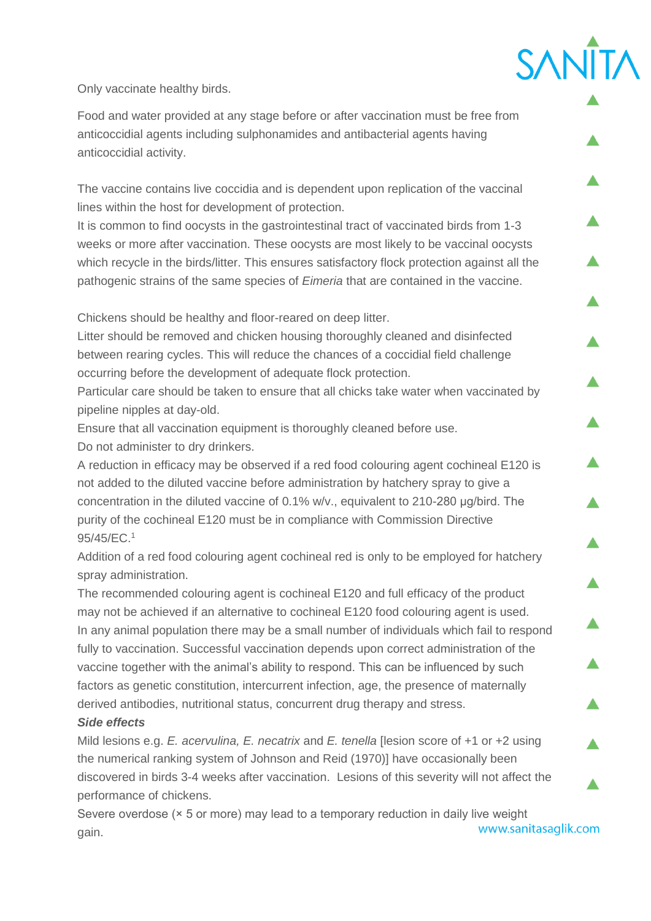Only vaccinate healthy birds.

Food and water provided at any stage before or after vaccination must be free from anticoccidial agents including sulphonamides and antibacterial agents having anticoccidial activity.

The vaccine contains live coccidia and is dependent upon replication of the vaccinal lines within the host for development of protection.
It is common to find oocysts in the gastrointestinal tract of vaccinated birds from 1-3 weeks or more after vaccination. These oocysts are most likely to be vaccinal oocysts which recycle in the birds/litter. This ensures satisfactory flock protection against all the pathogenic strains of the same species of *Eimeria* that are contained in the vaccine.

Chickens should be healthy and floor-reared on deep litter.
Litter should be removed and chicken housing thoroughly cleaned and disinfected between rearing cycles. This will reduce the chances of a coccidial field challenge occurring before the development of adequate flock protection.
Particular care should be taken to ensure that all chicks take water when vaccinated by pipeline nipples at day-old.
Ensure that all vaccination equipment is thoroughly cleaned before use.
Do not administer to dry drinkers.
A reduction in efficacy may be observed if a red food colouring agent cochineal E120 is not added to the diluted vaccine before administration by hatchery spray to give a concentration in the diluted vaccine of 0.1% w/v., equivalent to 210-280 µg/bird. The purity of the cochineal E120 must be in compliance with Commission Directive 95/45/EC.[1]
Addition of a red food colouring agent cochineal red is only to be employed for hatchery spray administration.
The recommended colouring agent is cochineal E120 and full efficacy of the product may not be achieved if an alternative to cochineal E120 food colouring agent is used.
In any animal population there may be a small number of individuals which fail to respond fully to vaccination. Successful vaccination depends upon correct administration of the vaccine together with the animal's ability to respond. This can be influenced by such factors as genetic constitution, intercurrent infection, age, the presence of maternally derived antibodies, nutritional status, concurrent drug therapy and stress.

***Side effects***

Mild lesions e.g. *E. acervulina, E. necatrix* and *E. tenella* [lesion score of +1 or +2 using the numerical ranking system of Johnson and Reid (1970)] have occasionally been discovered in birds 3-4 weeks after vaccination. Lesions of this severity will not affect the performance of chickens.
Severe overdose (× 5 or more) may lead to a temporary reduction in daily live weight gain.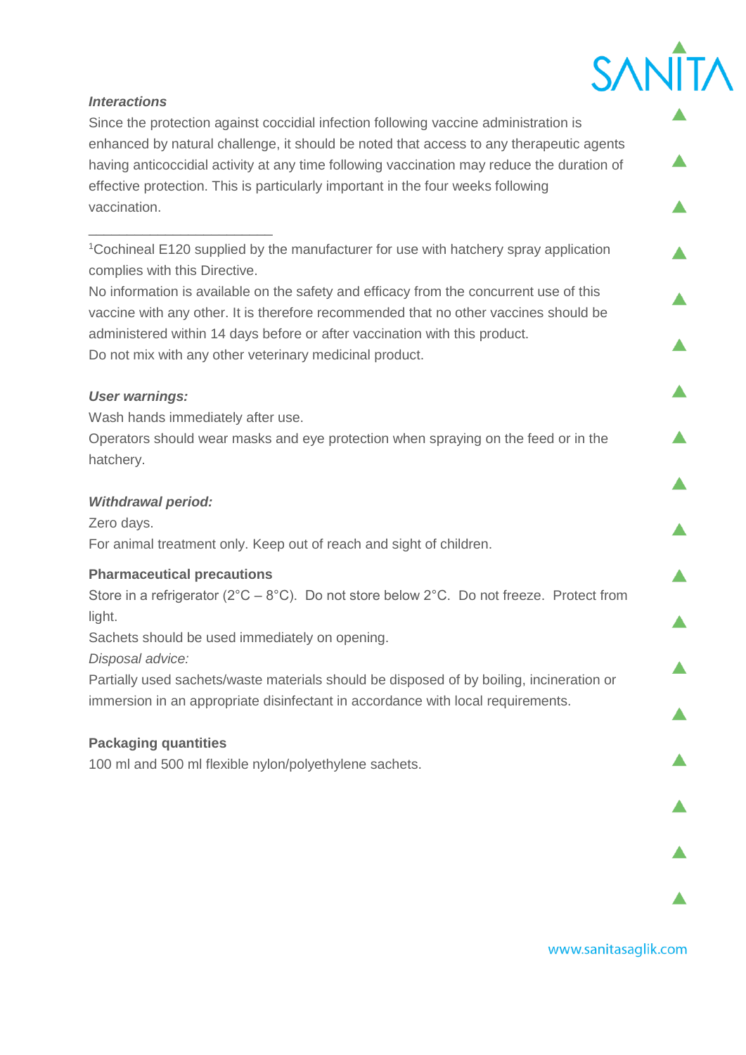***Interactions***

Since the protection against coccidial infection following vaccine administration is enhanced by natural challenge, it should be noted that access to any therapeutic agents having anticoccidial activity at any time following vaccination may reduce the duration of effective protection. This is particularly important in the four weeks following vaccination.

______________________

[1]Cochineal E120 supplied by the manufacturer for use with hatchery spray application complies with this Directive.

No information is available on the safety and efficacy from the concurrent use of this vaccine with any other. It is therefore recommended that no other vaccines should be administered within 14 days before or after vaccination with this product.

Do not mix with any other veterinary medicinal product.

***User warnings:***

Wash hands immediately after use.

Operators should wear masks and eye protection when spraying on the feed or in the hatchery.

***Withdrawal period:***

Zero days.

For animal treatment only. Keep out of reach and sight of children.

**Pharmaceutical precautions**

Store in a refrigerator (2°C – 8°C).  Do not store below 2°C.  Do not freeze.  Protect from light.

Sachets should be used immediately on opening.

*Disposal advice:*

Partially used sachets/waste materials should be disposed of by boiling, incineration or immersion in an appropriate disinfectant in accordance with local requirements.

**Packaging quantities**

100 ml and 500 ml flexible nylon/polyethylene sachets.